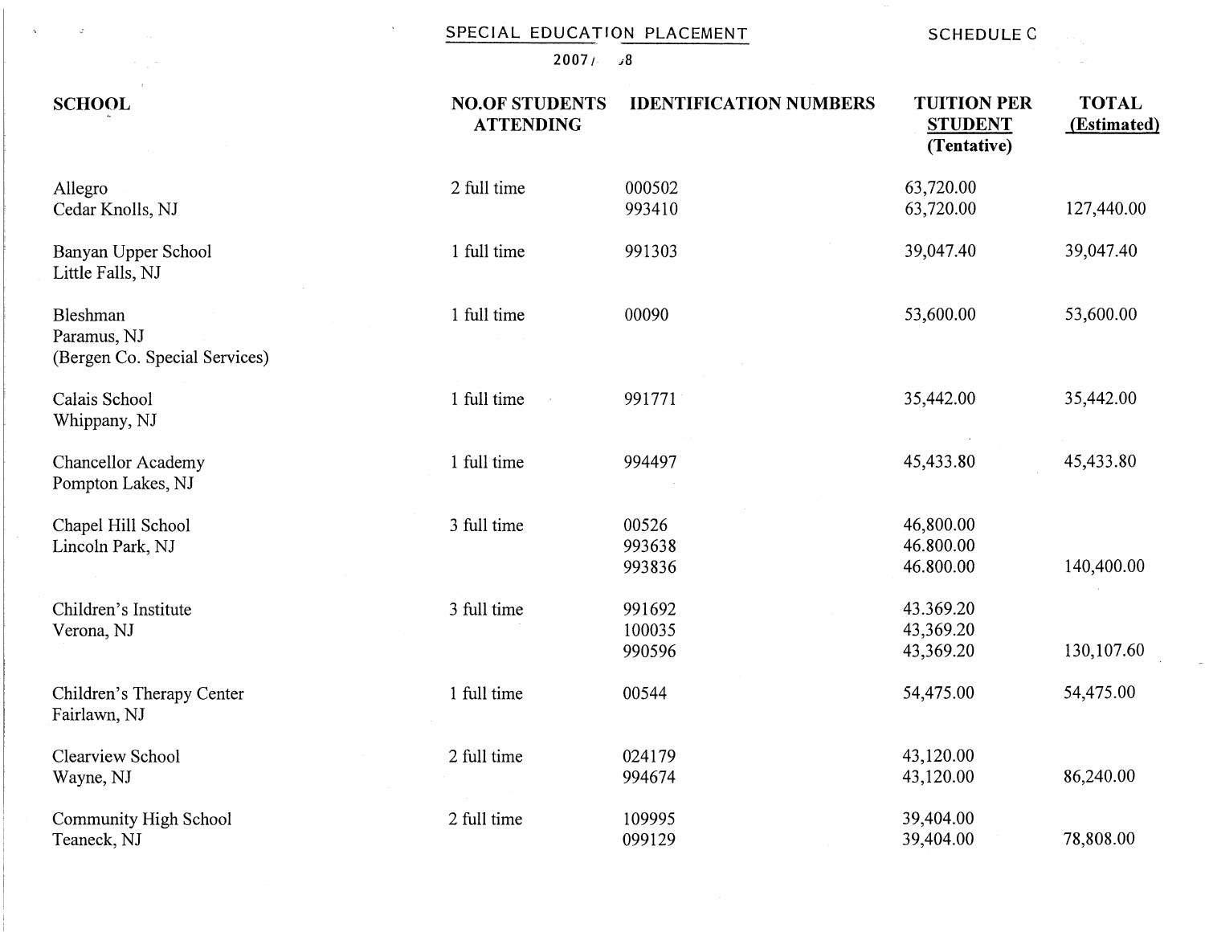SPECIAL EDUCATION PLACEMENT

SCHEDULE C

2007/ 08

| SCHOOL | NO.OF STUDENTS ATTENDING | IDENTIFICATION NUMBERS | TUITION PER STUDENT (Tentative) | TOTAL (Estimated) |
|---|---|---|---|---|
| Allegro<br>Cedar Knolls, NJ | 2 full time | 000502<br>993410 | 63,720.00<br>63,720.00 | 127,440.00 |
| Banyan Upper School<br>Little Falls, NJ | 1 full time | 991303 | 39,047.40 | 39,047.40 |
| Bleshman<br>Paramus, NJ<br>(Bergen Co. Special Services) | 1 full time | 00090 | 53,600.00 | 53,600.00 |
| Calais School<br>Whippany, NJ | 1 full time | 991771 | 35,442.00 | 35,442.00 |
| Chancellor Academy<br>Pompton Lakes, NJ | 1 full time | 994497 | 45,433.80 | 45,433.80 |
| Chapel Hill School<br>Lincoln Park, NJ | 3 full time | 00526<br>993638<br>993836 | 46,800.00<br>46.800.00<br>46.800.00 | 140,400.00 |
| Children's Institute<br>Verona, NJ | 3 full time | 991692<br>100035<br>990596 | 43.369.20<br>43,369.20<br>43,369.20 | 130,107.60 |
| Children's Therapy Center<br>Fairlawn, NJ | 1 full time | 00544 | 54,475.00 | 54,475.00 |
| Clearview School<br>Wayne, NJ | 2 full time | 024179<br>994674 | 43,120.00<br>43,120.00 | 86,240.00 |
| Community High School<br>Teaneck, NJ | 2 full time | 109995<br>099129 | 39,404.00<br>39,404.00 | 78,808.00 |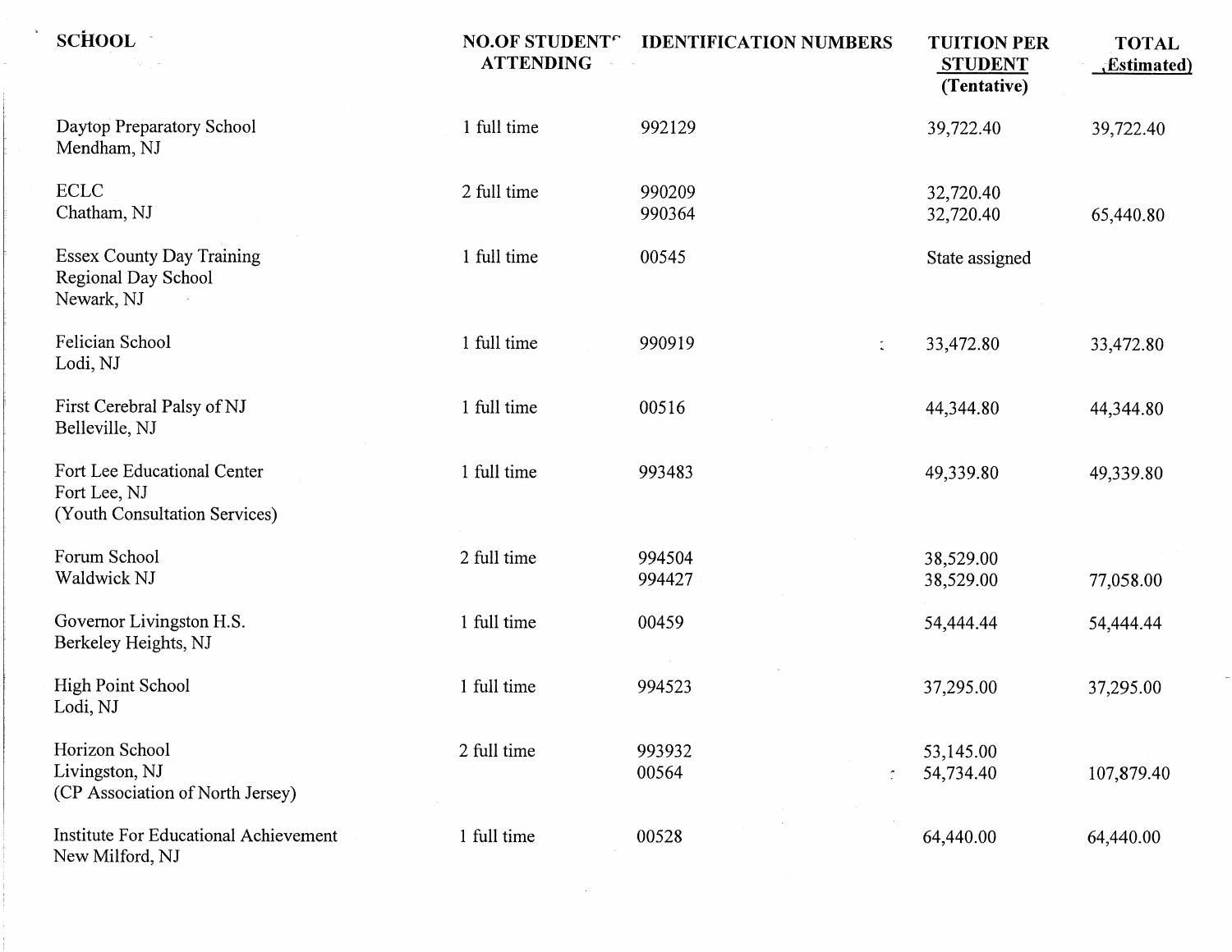| SCHOOL | NO.OF STUDENTS ATTENDING | IDENTIFICATION NUMBERS | TUITION PER STUDENT (Tentative) | TOTAL (Estimated) |
|---|---|---|---|---|
| Daytop Preparatory School Mendham, NJ | 1 full time | 992129 | 39,722.40 | 39,722.40 |
| ECLC Chatham, NJ | 2 full time | 990209<br>990364 | 32,720.40<br>32,720.40 | 65,440.80 |
| Essex County Day Training Regional Day School Newark, NJ | 1 full time | 00545 | State assigned | |
| Felician School Lodi, NJ | 1 full time | 990919 | 33,472.80 | 33,472.80 |
| First Cerebral Palsy of NJ Belleville, NJ | 1 full time | 00516 | 44,344.80 | 44,344.80 |
| Fort Lee Educational Center Fort Lee, NJ (Youth Consultation Services) | 1 full time | 993483 | 49,339.80 | 49,339.80 |
| Forum School Waldwick NJ | 2 full time | 994504<br>994427 | 38,529.00<br>38,529.00 | 77,058.00 |
| Governor Livingston H.S. Berkeley Heights, NJ | 1 full time | 00459 | 54,444.44 | 54,444.44 |
| High Point School Lodi, NJ | 1 full time | 994523 | 37,295.00 | 37,295.00 |
| Horizon School Livingston, NJ (CP Association of North Jersey) | 2 full time | 993932<br>00564 | 53,145.00<br>54,734.40 | 107,879.40 |
| Institute For Educational Achievement New Milford, NJ | 1 full time | 00528 | 64,440.00 | 64,440.00 |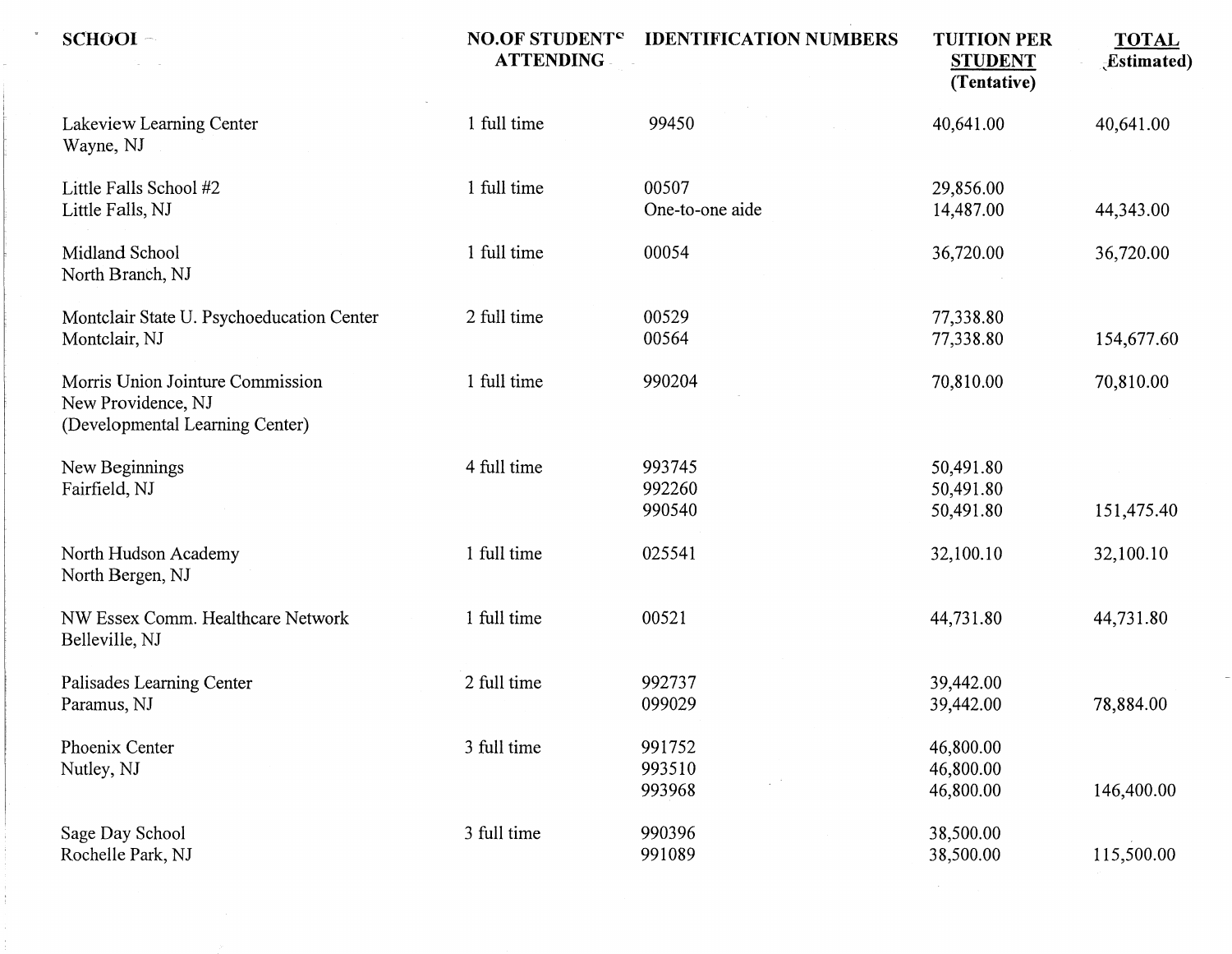| SCHOOL | NO.OF STUDENTS ATTENDING | IDENTIFICATION NUMBERS | TUITION PER STUDENT (Tentative) | TOTAL (Estimated) |
|---|---|---|---|---|
| Lakeview Learning Center<br>Wayne, NJ | 1 full time | 99450 | 40,641.00 | 40,641.00 |
| Little Falls School #2<br>Little Falls, NJ | 1 full time | 00507<br>One-to-one aide | 29,856.00<br>14,487.00 | 44,343.00 |
| Midland School<br>North Branch, NJ | 1 full time | 00054 | 36,720.00 | 36,720.00 |
| Montclair State U. Psychoeducation Center<br>Montclair, NJ | 2 full time | 00529<br>00564 | 77,338.80<br>77,338.80 | 154,677.60 |
| Morris Union Jointure Commission<br>New Providence, NJ<br>(Developmental Learning Center) | 1 full time | 990204 | 70,810.00 | 70,810.00 |
| New Beginnings<br>Fairfield, NJ | 4 full time | 993745<br>992260<br>990540 | 50,491.80<br>50,491.80<br>50,491.80 | 151,475.40 |
| North Hudson Academy<br>North Bergen, NJ | 1 full time | 025541 | 32,100.10 | 32,100.10 |
| NW Essex Comm. Healthcare Network<br>Belleville, NJ | 1 full time | 00521 | 44,731.80 | 44,731.80 |
| Palisades Learning Center<br>Paramus, NJ | 2 full time | 992737<br>099029 | 39,442.00<br>39,442.00 | 78,884.00 |
| Phoenix Center<br>Nutley, NJ | 3 full time | 991752<br>993510<br>993968 | 46,800.00<br>46,800.00<br>46,800.00 | 146,400.00 |
| Sage Day School<br>Rochelle Park, NJ | 3 full time | 990396<br>991089 | 38,500.00<br>38,500.00 | 115,500.00 |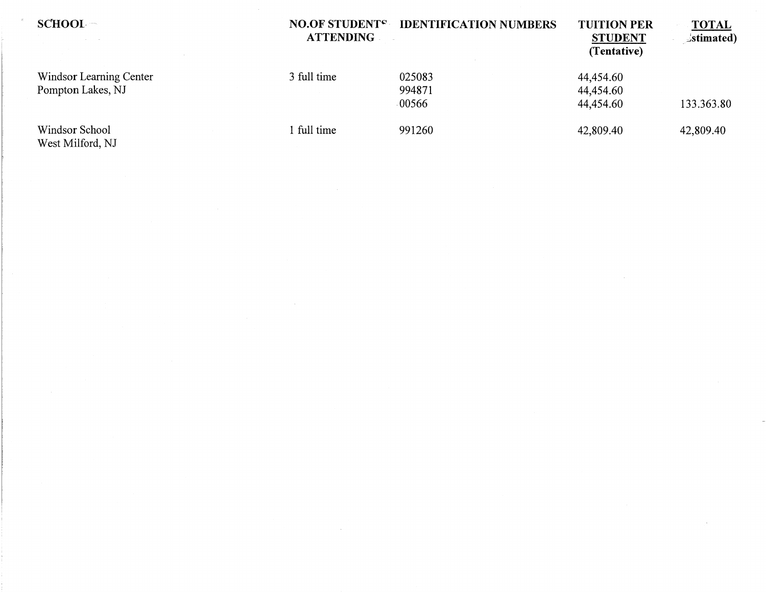| SCHOOL | NO.OF STUDENTS ATTENDING | IDENTIFICATION NUMBERS | TUITION PER STUDENT (Tentative) | TOTAL (Estimated) |
|---|---|---|---|---|
| Windsor Learning Center Pompton Lakes, NJ | 3 full time | 025083 | 44,454.60 | |
| | | 994871 | 44,454.60 | |
| | | 00566 | 44,454.60 | 133.363.80 |
| Windsor School West Milford, NJ | 1 full time | 991260 | 42,809.40 | 42,809.40 |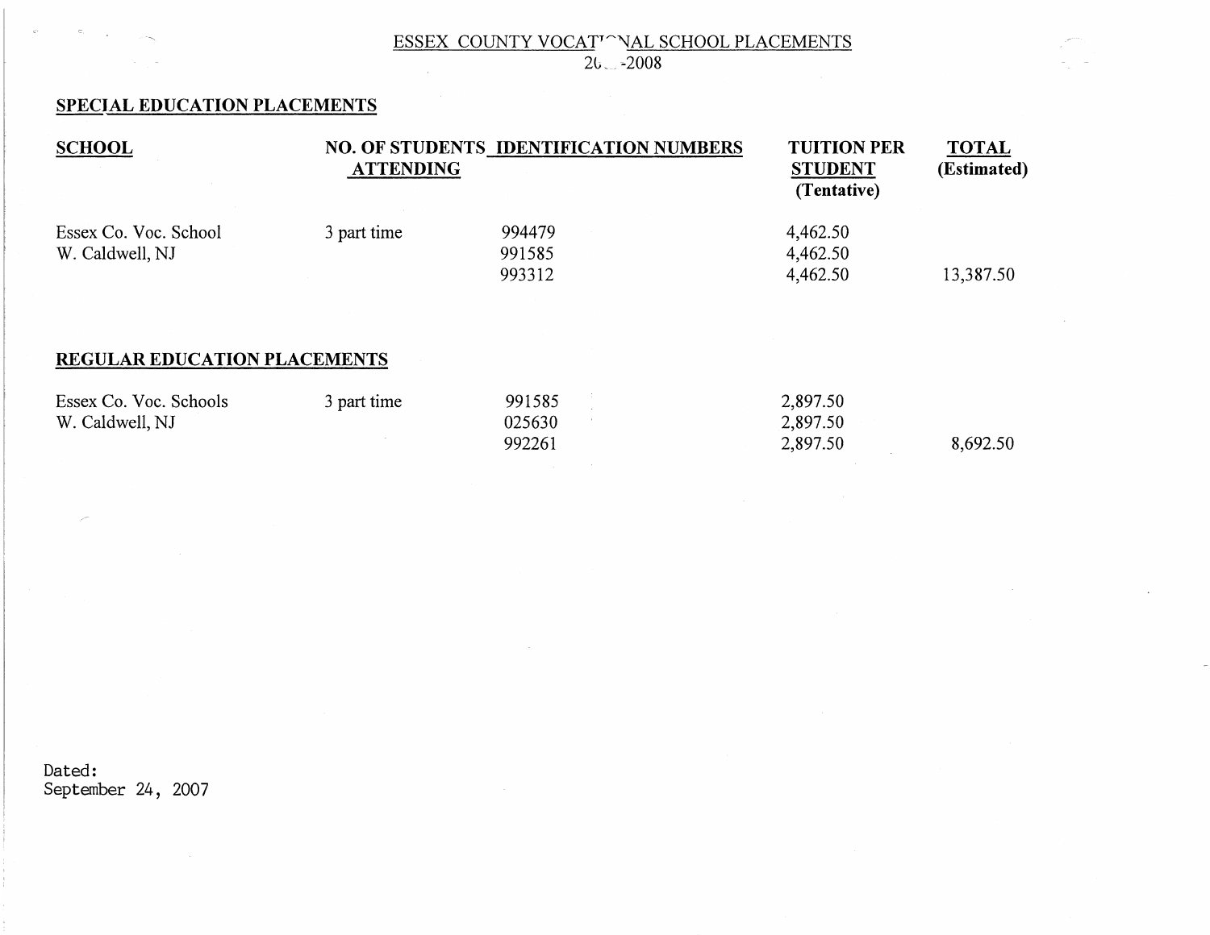# ESSEX COUNTY VOCAT'~NAL SCHOOL PLACEMENTS

20__-2008

## SPECIAL EDUCATION PLACEMENTS

| SCHOOL | NO. OF STUDENTS ATTENDING | IDENTIFICATION NUMBERS | TUITION PER STUDENT (Tentative) | TOTAL (Estimated) |
|---|---|---|---|---|
| Essex Co. Voc. School | 3 part time | 994479 | 4,462.50 | |
| W. Caldwell, NJ | | 991585 | 4,462.50 | |
| | | 993312 | 4,462.50 | 13,387.50 |

## REGULAR EDUCATION PLACEMENTS

| SCHOOL | NO. OF STUDENTS ATTENDING | IDENTIFICATION NUMBERS | TUITION PER STUDENT (Tentative) | TOTAL (Estimated) |
|---|---|---|---|---|
| Essex Co. Voc. Schools | 3 part time | 991585 | 2,897.50 | |
| W. Caldwell, NJ | | 025630 | 2,897.50 | |
| | | 992261 | 2,897.50 | 8,692.50 |

Dated:
September 24, 2007